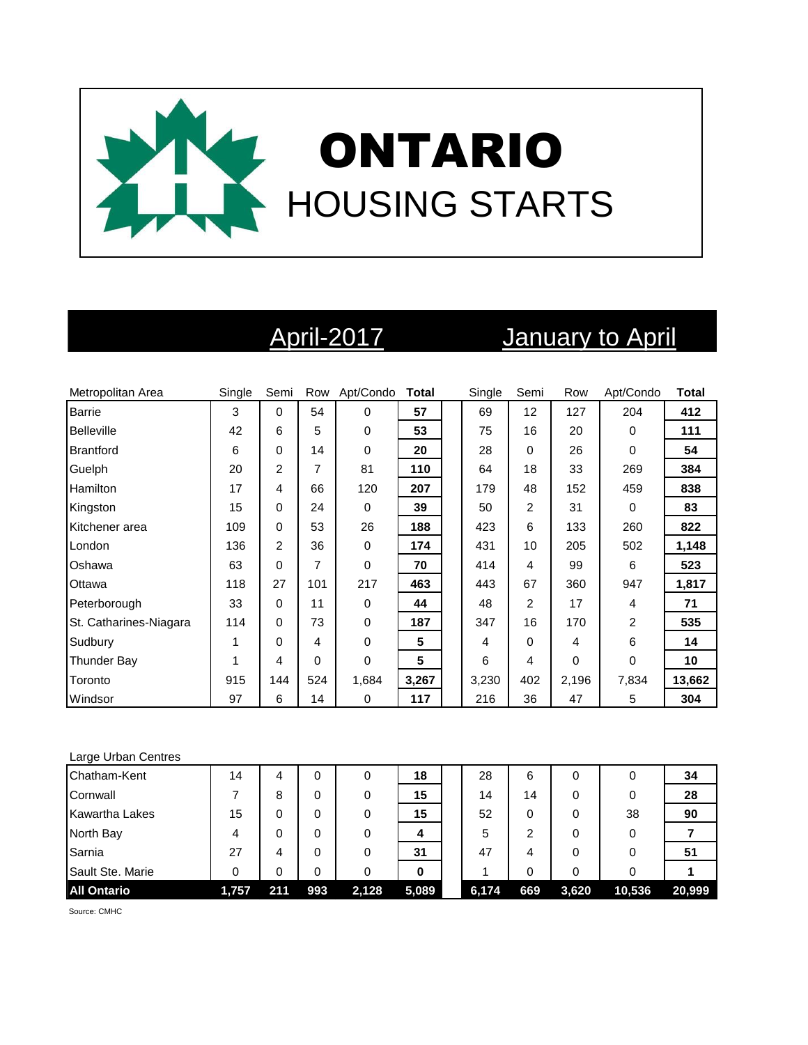# ONTARIO

## HOUSING STARTS

| Metropolitan Area | April-2017 | | | | | January to April | | | | |
|---|---|---|---|---|---|---|---|---|---|---|
| | Single | Semi | Row | Apt/Condo | **Total** | Single | Semi | Row | Apt/Condo | **Total** |
| Barrie | 3 | 0 | 54 | 0 | **57** | 69 | 12 | 127 | 204 | **412** |
| Belleville | 42 | 6 | 5 | 0 | **53** | 75 | 16 | 20 | 0 | **111** |
| Brantford | 6 | 0 | 14 | 0 | **20** | 28 | 0 | 26 | 0 | **54** |
| Guelph | 20 | 2 | 7 | 81 | **110** | 64 | 18 | 33 | 269 | **384** |
| Hamilton | 17 | 4 | 66 | 120 | **207** | 179 | 48 | 152 | 459 | **838** |
| Kingston | 15 | 0 | 24 | 0 | **39** | 50 | 2 | 31 | 0 | **83** |
| Kitchener area | 109 | 0 | 53 | 26 | **188** | 423 | 6 | 133 | 260 | **822** |
| London | 136 | 2 | 36 | 0 | **174** | 431 | 10 | 205 | 502 | **1,148** |
| Oshawa | 63 | 0 | 7 | 0 | **70** | 414 | 4 | 99 | 6 | **523** |
| Ottawa | 118 | 27 | 101 | 217 | **463** | 443 | 67 | 360 | 947 | **1,817** |
| Peterborough | 33 | 0 | 11 | 0 | **44** | 48 | 2 | 17 | 4 | **71** |
| St. Catharines-Niagara | 114 | 0 | 73 | 0 | **187** | 347 | 16 | 170 | 2 | **535** |
| Sudbury | 1 | 0 | 4 | 0 | **5** | 4 | 0 | 4 | 6 | **14** |
| Thunder Bay | 1 | 4 | 0 | 0 | **5** | 6 | 4 | 0 | 0 | **10** |
| Toronto | 915 | 144 | 524 | 1,684 | **3,267** | 3,230 | 402 | 2,196 | 7,834 | **13,662** |
| Windsor | 97 | 6 | 14 | 0 | **117** | 216 | 36 | 47 | 5 | **304** |
| Large Urban Centres | | | | | | | | | | |
| Chatham-Kent | 14 | 4 | 0 | 0 | **18** | 28 | 6 | 0 | 0 | **34** |
| Cornwall | 7 | 8 | 0 | 0 | **15** | 14 | 14 | 0 | 0 | **28** |
| Kawartha Lakes | 15 | 0 | 0 | 0 | **15** | 52 | 0 | 0 | 38 | **90** |
| North Bay | 4 | 0 | 0 | 0 | **4** | 5 | 2 | 0 | 0 | **7** |
| Sarnia | 27 | 4 | 0 | 0 | **31** | 47 | 4 | 0 | 0 | **51** |
| Sault Ste. Marie | 0 | 0 | 0 | 0 | **0** | 1 | 0 | 0 | 0 | **1** |
| **All Ontario** | **1,757** | **211** | **993** | **2,128** | **5,089** | **6,174** | **669** | **3,620** | **10,536** | **20,999** |

Source: CMHC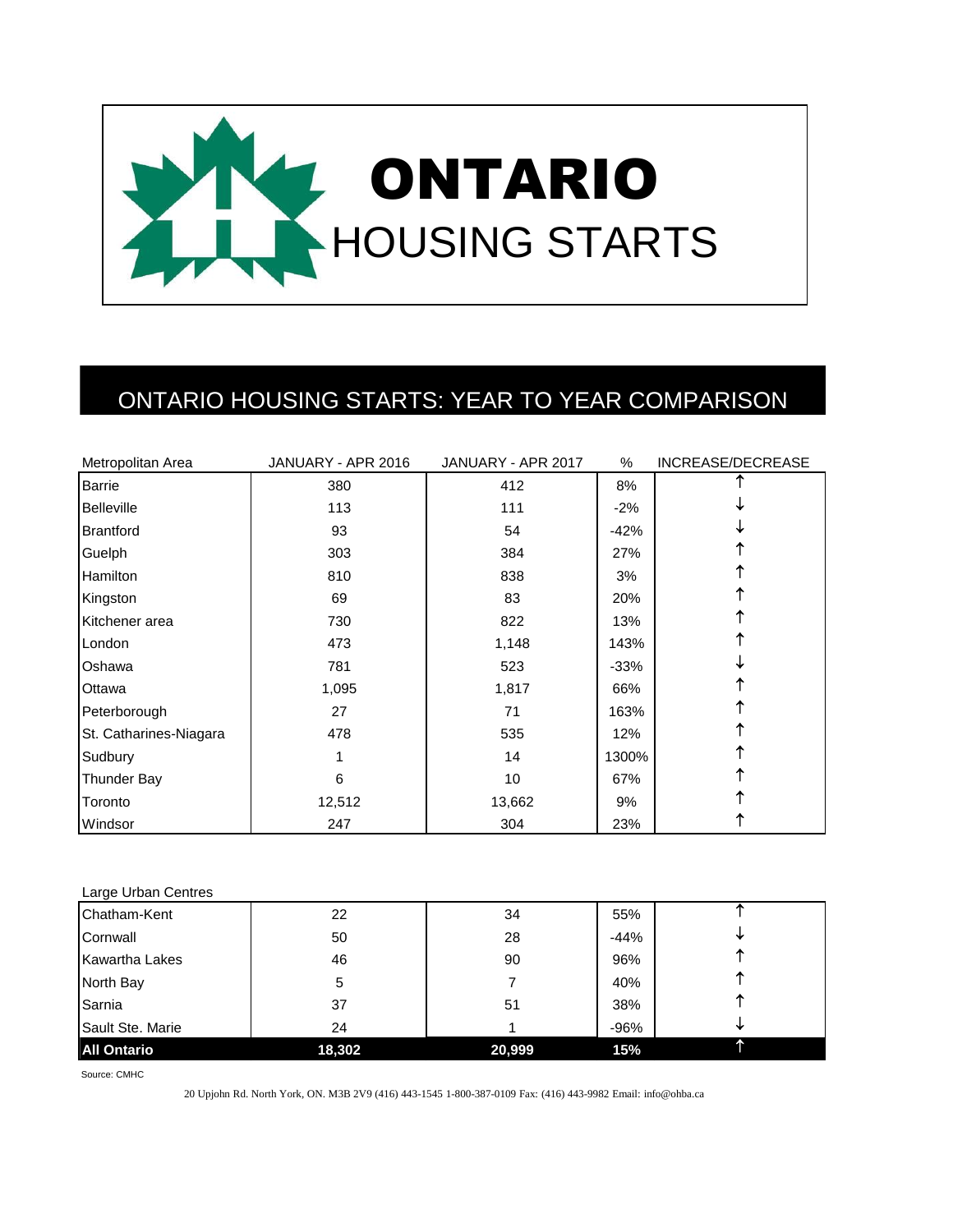# ONTARIO
## HOUSING STARTS

## ONTARIO HOUSING STARTS: YEAR TO YEAR COMPARISON

| Metropolitan Area | JANUARY - APR 2016 | JANUARY - APR 2017 | % | INCREASE/DECREASE |
|---|---|---|---|---|
| Barrie | 380 | 412 | 8% | ↑ |
| Belleville | 113 | 111 | -2% | ↓ |
| Brantford | 93 | 54 | -42% | ↓ |
| Guelph | 303 | 384 | 27% | ↑ |
| Hamilton | 810 | 838 | 3% | ↑ |
| Kingston | 69 | 83 | 20% | ↑ |
| Kitchener area | 730 | 822 | 13% | ↑ |
| London | 473 | 1,148 | 143% | ↑ |
| Oshawa | 781 | 523 | -33% | ↓ |
| Ottawa | 1,095 | 1,817 | 66% | ↑ |
| Peterborough | 27 | 71 | 163% | ↑ |
| St. Catharines-Niagara | 478 | 535 | 12% | ↑ |
| Sudbury | 1 | 14 | 1300% | ↑ |
| Thunder Bay | 6 | 10 | 67% | ↑ |
| Toronto | 12,512 | 13,662 | 9% | ↑ |
| Windsor | 247 | 304 | 23% | ↑ |

| Large Urban Centres | | | | |
|---|---|---|---|---|
| Chatham-Kent | 22 | 34 | 55% | ↑ |
| Cornwall | 50 | 28 | -44% | ↓ |
| Kawartha Lakes | 46 | 90 | 96% | ↑ |
| North Bay | 5 | 7 | 40% | ↑ |
| Sarnia | 37 | 51 | 38% | ↑ |
| Sault Ste. Marie | 24 | 1 | -96% | ↓ |
| **All Ontario** | **18,302** | **20,999** | **15%** | ↑ |

Source: CMHC

20 Upjohn Rd. North York, ON. M3B 2V9 (416) 443-1545 1-800-387-0109 Fax: (416) 443-9982 Email: info@ohba.ca